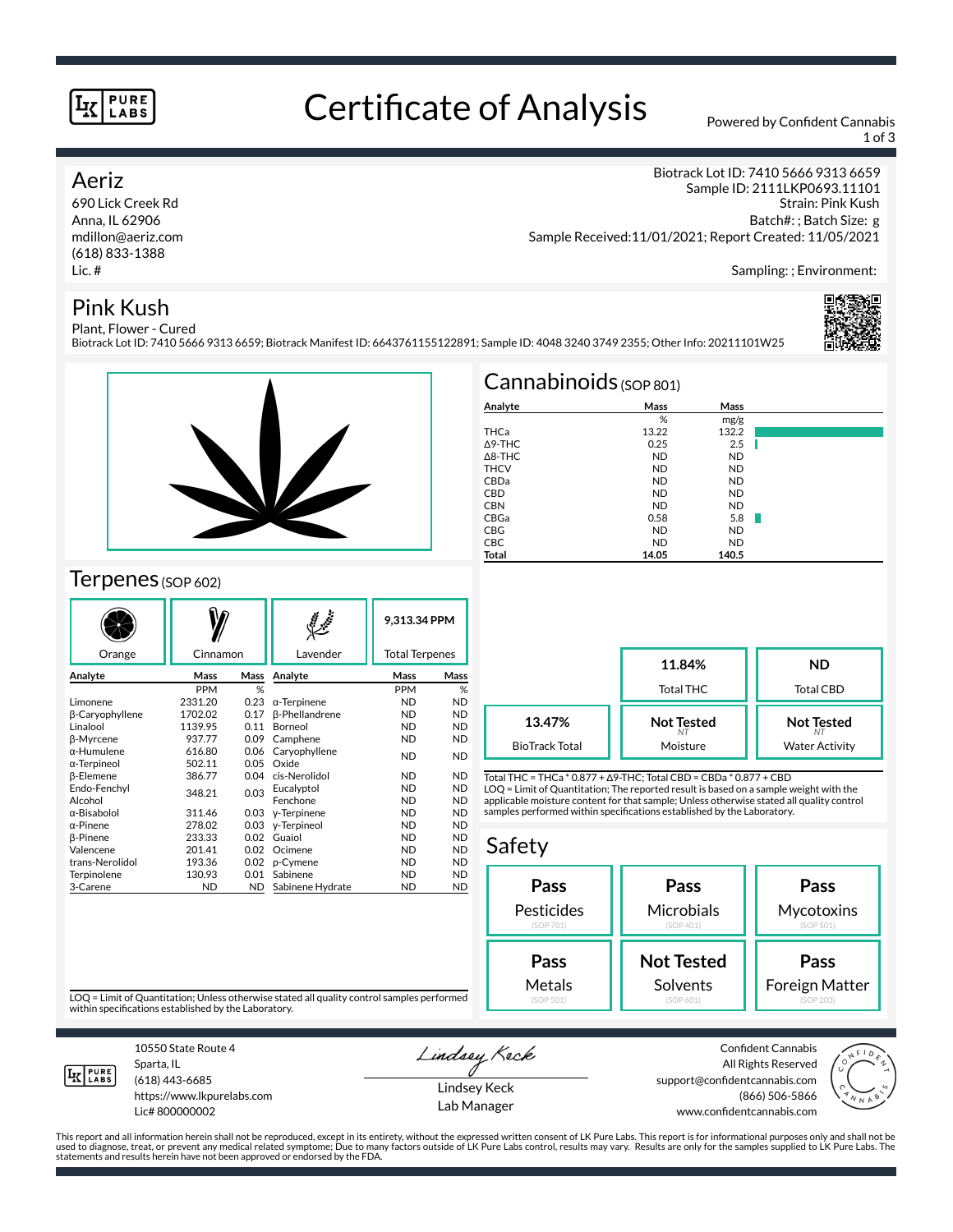# Certificate of Analysis

LK PURE LABS

Powered by Confident Cannabis

**Aeriz**
690 Lick Creek Rd
Anna, IL 62906
mdillon@aeriz.com
(618) 833-1388
Lic. #

Biotrack Lot ID: 7410 5666 9313 6659
Sample ID: 2111LKP0693.11101
Strain: Pink Kush
Batch#: ; Batch Size: g
Sample Received:11/01/2021; Report Created: 11/05/2021

Sampling: ; Environment:

## Pink Kush

Plant, Flower - Cured
Biotrack Lot ID: 7410 5666 9313 6659; Biotrack Manifest ID: 6643761155122891; Sample ID: 4048 3240 3749 2355; Other Info: 20211101W25

## Cannabinoids (SOP 801)

| Analyte | Mass % | Mass mg/g |
|---|---|---|
| THCa | 13.22 | 132.2 |
| Δ9-THC | 0.25 | 2.5 |
| Δ8-THC | ND | ND |
| THCV | ND | ND |
| CBDa | ND | ND |
| CBD | ND | ND |
| CBN | ND | ND |
| CBGa | 0.58 | 5.8 |
| CBG | ND | ND |
| CBC | ND | ND |
| **Total** | **14.05** | **140.5** |

| Total THC | Total CBD | BioTrack Total | Moisture | Water Activity |
|---|---|---|---|---|
| 11.84% | ND | 13.47% | Not Tested | Not Tested |

Total THC = THCa * 0.877 + Δ9-THC; Total CBD = CBDa * 0.877 + CBD
LOQ = Limit of Quantitation; The reported result is based on a sample weight with the applicable moisture content for that sample; Unless otherwise stated all quality control samples performed within specifications established by the Laboratory.

## Terpenes (SOP 602)

Orange | Cinnamon | Lavender | **9,313.34 PPM** Total Terpenes

| Analyte | Mass PPM | Mass % | Analyte | Mass PPM | Mass % |
|---|---|---|---|---|---|
| Limonene | 2331.20 | 0.23 | α-Terpinene | ND | ND |
| β-Caryophyllene | 1702.02 | 0.17 | β-Phellandrene | ND | ND |
| Linalool | 1139.95 | 0.11 | Borneol | ND | ND |
| β-Myrcene | 937.77 | 0.09 | Camphene | ND | ND |
| α-Humulene | 616.80 | 0.06 | Caryophyllene Oxide | ND | ND |
| α-Terpineol | 502.11 | 0.05 | | | |
| β-Elemene | 386.77 | 0.04 | cis-Nerolidol | ND | ND |
| Endo-Fenchyl Alcohol | 348.21 | 0.03 | Eucalyptol | ND | ND |
| | | | Fenchone | ND | ND |
| α-Bisabolol | 311.46 | 0.03 | γ-Terpinene | ND | ND |
| α-Pinene | 278.02 | 0.03 | γ-Terpineol | ND | ND |
| β-Pinene | 233.33 | 0.02 | Guaiol | ND | ND |
| Valencene | 201.41 | 0.02 | Ocimene | ND | ND |
| trans-Nerolidol | 193.36 | 0.02 | p-Cymene | ND | ND |
| Terpinolene | 130.93 | 0.01 | Sabinene | ND | ND |
| 3-Carene | ND | ND | Sabinene Hydrate | ND | ND |

LOQ = Limit of Quantitation; Unless otherwise stated all quality control samples performed within specifications established by the Laboratory.

## Safety

| Pesticides (SOP 701) | Microbials (SOP 401) | Mycotoxins (SOP 501) |
|---|---|---|
| Pass | Pass | Pass |

| Metals (SOP 501) | Solvents (SOP 601) | Foreign Matter (SOP 203) |
|---|---|---|
| Pass | Not Tested | Pass |

LK PURE LABS
10550 State Route 4
Sparta, IL
(618) 443-6685
https://www.lkpurelabs.com
Lic# 800000002

Lindsey Keck
Lab Manager

Confident Cannabis
All Rights Reserved
support@confidentcannabis.com
(866) 506-5866
www.confidentcannabis.com

This report and all information herein shall not be reproduced, except in its entirety, without the expressed written consent of LK Pure Labs. This report is for informational purposes only and shall not be used to diagnose, treat, or prevent any medical related symptome; Due to many factors outside of LK Pure Labs control, results may vary. Results are only for the samples supplied to LK Pure Labs. The statements and results herein have not been approved or endorsed by the FDA.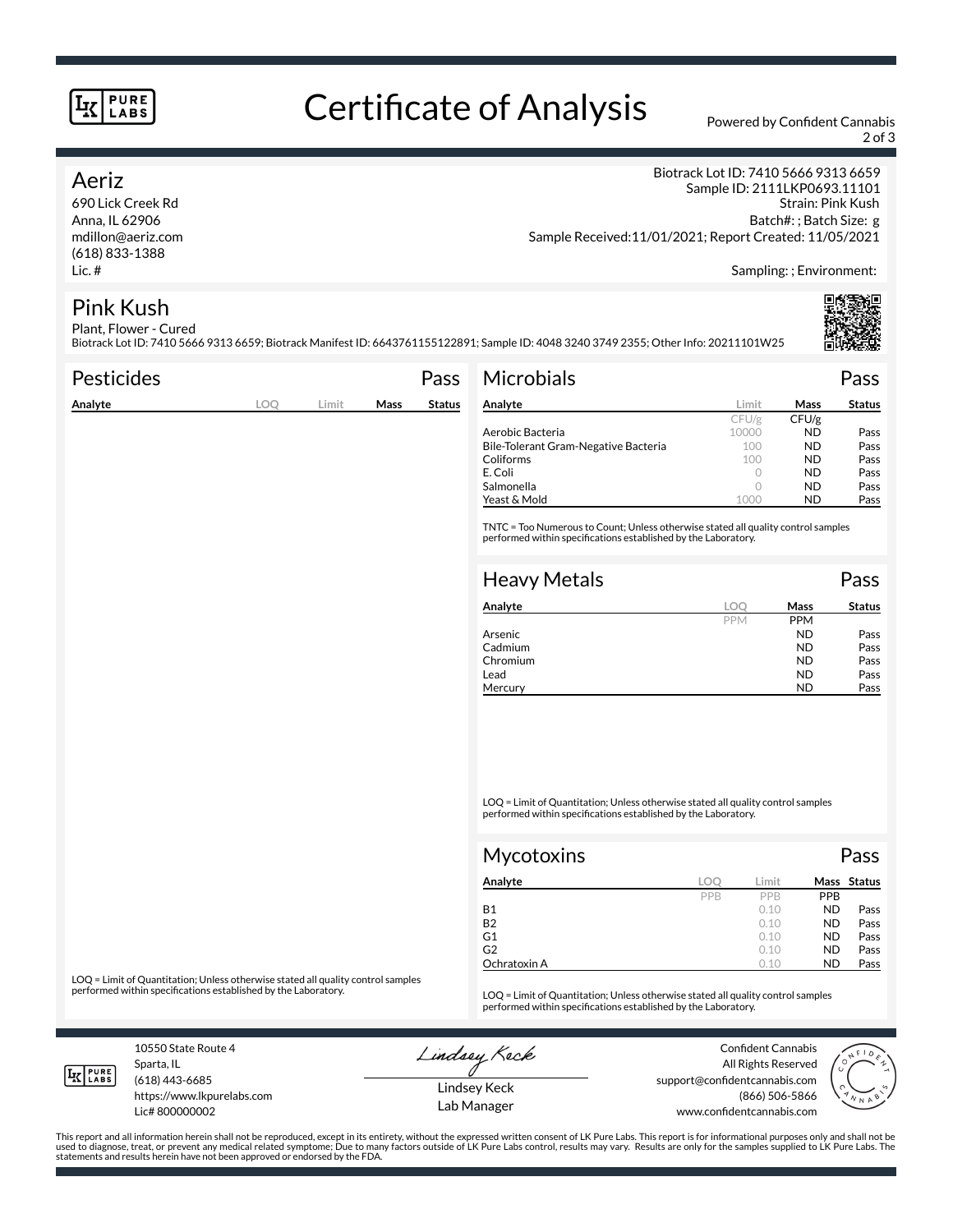# Certificate of Analysis

Powered by Confident Cannabis

## Aeriz

690 Lick Creek Rd
Anna, IL 62906
mdillon@aeriz.com
(618) 833-1388
Lic. #

Biotrack Lot ID: 7410 5666 9313 6659
Sample ID: 2111LKP0693.11101
Strain: Pink Kush
Batch#: ; Batch Size: g
Sample Received:11/01/2021; Report Created: 11/05/2021

Sampling: ; Environment:

## Pink Kush

Plant, Flower - Cured
Biotrack Lot ID: 7410 5666 9313 6659; Biotrack Manifest ID: 6643761155122891; Sample ID: 4048 3240 3749 2355; Other Info: 20211101W25

### Pesticides — Pass

| Analyte | LOQ | Limit | Mass | Status |
|---|---|---|---|---|

LOQ = Limit of Quantitation; Unless otherwise stated all quality control samples performed within specifications established by the Laboratory.

### Microbials — Pass

| Analyte | Limit | Mass | Status |
|---|---|---|---|
| | CFU/g | CFU/g | |
| Aerobic Bacteria | 10000 | ND | Pass |
| Bile-Tolerant Gram-Negative Bacteria | 100 | ND | Pass |
| Coliforms | 100 | ND | Pass |
| E. Coli | 0 | ND | Pass |
| Salmonella | 0 | ND | Pass |
| Yeast & Mold | 1000 | ND | Pass |

TNTC = Too Numerous to Count; Unless otherwise stated all quality control samples performed within specifications established by the Laboratory.

### Heavy Metals — Pass

| Analyte | LOQ | Mass | Status |
|---|---|---|---|
| | PPM | PPM | |
| Arsenic | | ND | Pass |
| Cadmium | | ND | Pass |
| Chromium | | ND | Pass |
| Lead | | ND | Pass |
| Mercury | | ND | Pass |

LOQ = Limit of Quantitation; Unless otherwise stated all quality control samples performed within specifications established by the Laboratory.

### Mycotoxins — Pass

| Analyte | LOQ | Limit | Mass | Status |
|---|---|---|---|---|
| | PPB | PPB | PPB | |
| B1 | | 0.10 | ND | Pass |
| B2 | | 0.10 | ND | Pass |
| G1 | | 0.10 | ND | Pass |
| G2 | | 0.10 | ND | Pass |
| Ochratoxin A | | 0.10 | ND | Pass |

LOQ = Limit of Quantitation; Unless otherwise stated all quality control samples performed within specifications established by the Laboratory.

10550 State Route 4
Sparta, IL
(618) 443-6685
https://www.lkpurelabs.com
Lic# 800000002

Lindsey Keck
Lab Manager

Confident Cannabis
All Rights Reserved
support@confidentcannabis.com
(866) 506-5866
www.confidentcannabis.com

This report and all information herein shall not be reproduced, except in its entirety, without the expressed written consent of LK Pure Labs. This report is for informational purposes only and shall not be used to diagnose, treat, or prevent any medical related symptome; Due to many factors outside of LK Pure Labs control, results may vary. Results are only for the samples supplied to LK Pure Labs. The statements and results herein have not been approved or endorsed by the FDA.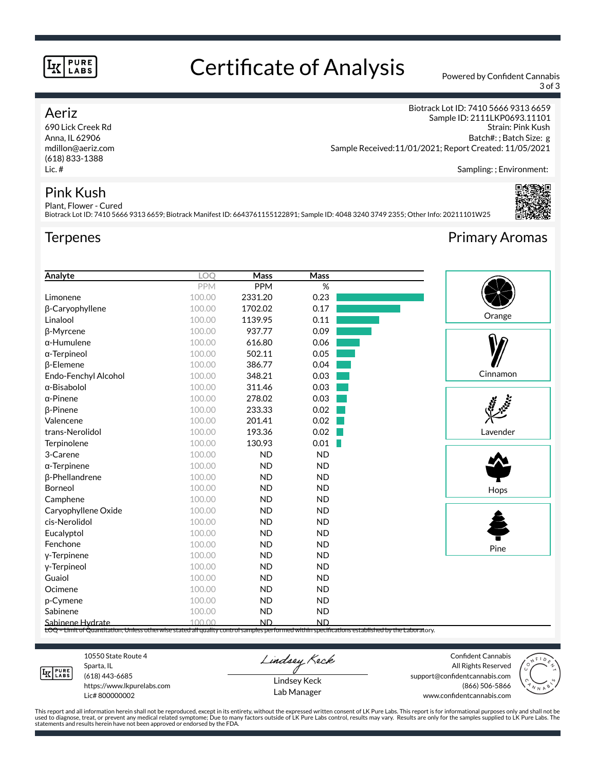# Certificate of Analysis

Powered by Confident Cannabis

## Aeriz

690 Lick Creek Rd
Anna, IL 62906
mdillon@aeriz.com
(618) 833-1388
Lic. #

Biotrack Lot ID: 7410 5666 9313 6659
Sample ID: 2111LKP0693.11101
Strain: Pink Kush
Batch#: ; Batch Size: g
Sample Received:11/01/2021; Report Created: 11/05/2021

Sampling: ; Environment:

## Pink Kush

Plant, Flower - Cured
Biotrack Lot ID: 7410 5666 9313 6659; Biotrack Manifest ID: 6643761155122891; Sample ID: 4048 3240 3749 2355; Other Info: 20211101W25

## Terpenes

| Analyte | LOQ | Mass | Mass |
|---|---|---|---|
| | PPM | PPM | % |
| Limonene | 100.00 | 2331.20 | 0.23 |
| β-Caryophyllene | 100.00 | 1702.02 | 0.17 |
| Linalool | 100.00 | 1139.95 | 0.11 |
| β-Myrcene | 100.00 | 937.77 | 0.09 |
| α-Humulene | 100.00 | 616.80 | 0.06 |
| α-Terpineol | 100.00 | 502.11 | 0.05 |
| β-Elemene | 100.00 | 386.77 | 0.04 |
| Endo-Fenchyl Alcohol | 100.00 | 348.21 | 0.03 |
| α-Bisabolol | 100.00 | 311.46 | 0.03 |
| α-Pinene | 100.00 | 278.02 | 0.03 |
| β-Pinene | 100.00 | 233.33 | 0.02 |
| Valencene | 100.00 | 201.41 | 0.02 |
| trans-Nerolidol | 100.00 | 193.36 | 0.02 |
| Terpinolene | 100.00 | 130.93 | 0.01 |
| 3-Carene | 100.00 | ND | ND |
| α-Terpinene | 100.00 | ND | ND |
| β-Phellandrene | 100.00 | ND | ND |
| Borneol | 100.00 | ND | ND |
| Camphene | 100.00 | ND | ND |
| Caryophyllene Oxide | 100.00 | ND | ND |
| cis-Nerolidol | 100.00 | ND | ND |
| Eucalyptol | 100.00 | ND | ND |
| Fenchone | 100.00 | ND | ND |
| γ-Terpinene | 100.00 | ND | ND |
| γ-Terpineol | 100.00 | ND | ND |
| Guaiol | 100.00 | ND | ND |
| Ocimene | 100.00 | ND | ND |
| p-Cymene | 100.00 | ND | ND |
| Sabinene | 100.00 | ND | ND |
| Sabinene Hydrate | 100.00 | ND | ND |

LOQ = Limit of Quantitation; Unless otherwise stated all quality control samples performed within specifications established by the Laboratory.

## Primary Aromas

Orange
Cinnamon
Lavender
Hops
Pine

10550 State Route 4
Sparta, IL
(618) 443-6685
https://www.lkpurelabs.com
Lic# 800000002

Lindsey Keck
Lab Manager

Confident Cannabis
All Rights Reserved
support@confidentcannabis.com
(866) 506-5866
www.confidentcannabis.com

This report and all information herein shall not be reproduced, except in its entirety, without the expressed written consent of LK Pure Labs. This report is for informational purposes only and shall not be used to diagnose, treat, or prevent any medical related symptome; Due to many factors outside of LK Pure Labs control, results may vary. Results are only for the samples supplied to LK Pure Labs. The statements and results herein have not been approved or endorsed by the FDA.